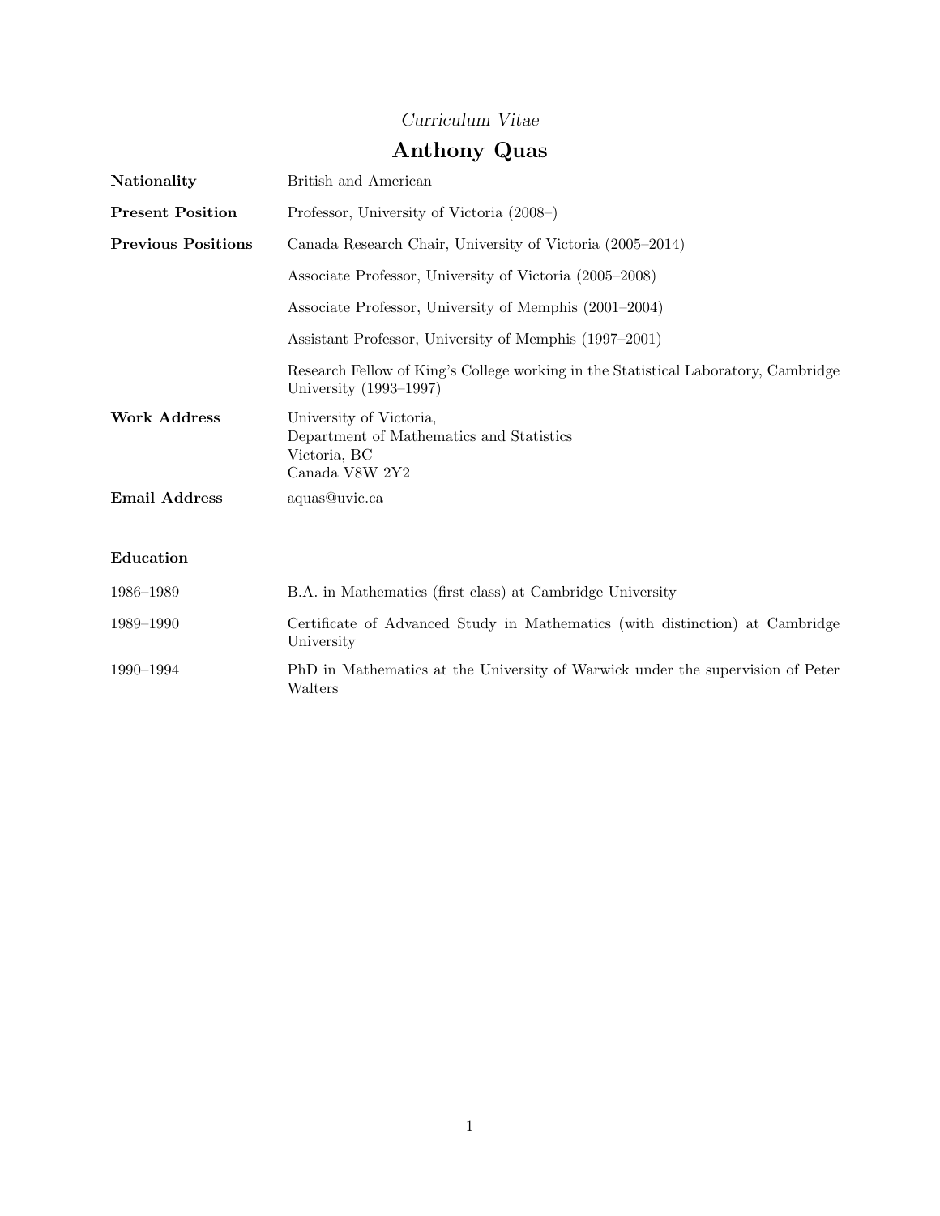*Curriculum Vitae*

# Anthony Quas

| | |
|---|---|
| **Nationality** | British and American |
| **Present Position** | Professor, University of Victoria (2008–) |
| **Previous Positions** | Canada Research Chair, University of Victoria (2005–2014) |
| | Associate Professor, University of Victoria (2005–2008) |
| | Associate Professor, University of Memphis (2001–2004) |
| | Assistant Professor, University of Memphis (1997–2001) |
| | Research Fellow of King's College working in the Statistical Laboratory, Cambridge University (1993–1997) |
| **Work Address** | University of Victoria,<br>Department of Mathematics and Statistics<br>Victoria, BC<br>Canada V8W 2Y2 |
| **Email Address** | aquas@uvic.ca |

## Education

| | |
|---|---|
| 1986–1989 | B.A. in Mathematics (first class) at Cambridge University |
| 1989–1990 | Certificate of Advanced Study in Mathematics (with distinction) at Cambridge University |
| 1990–1994 | PhD in Mathematics at the University of Warwick under the supervision of Peter Walters |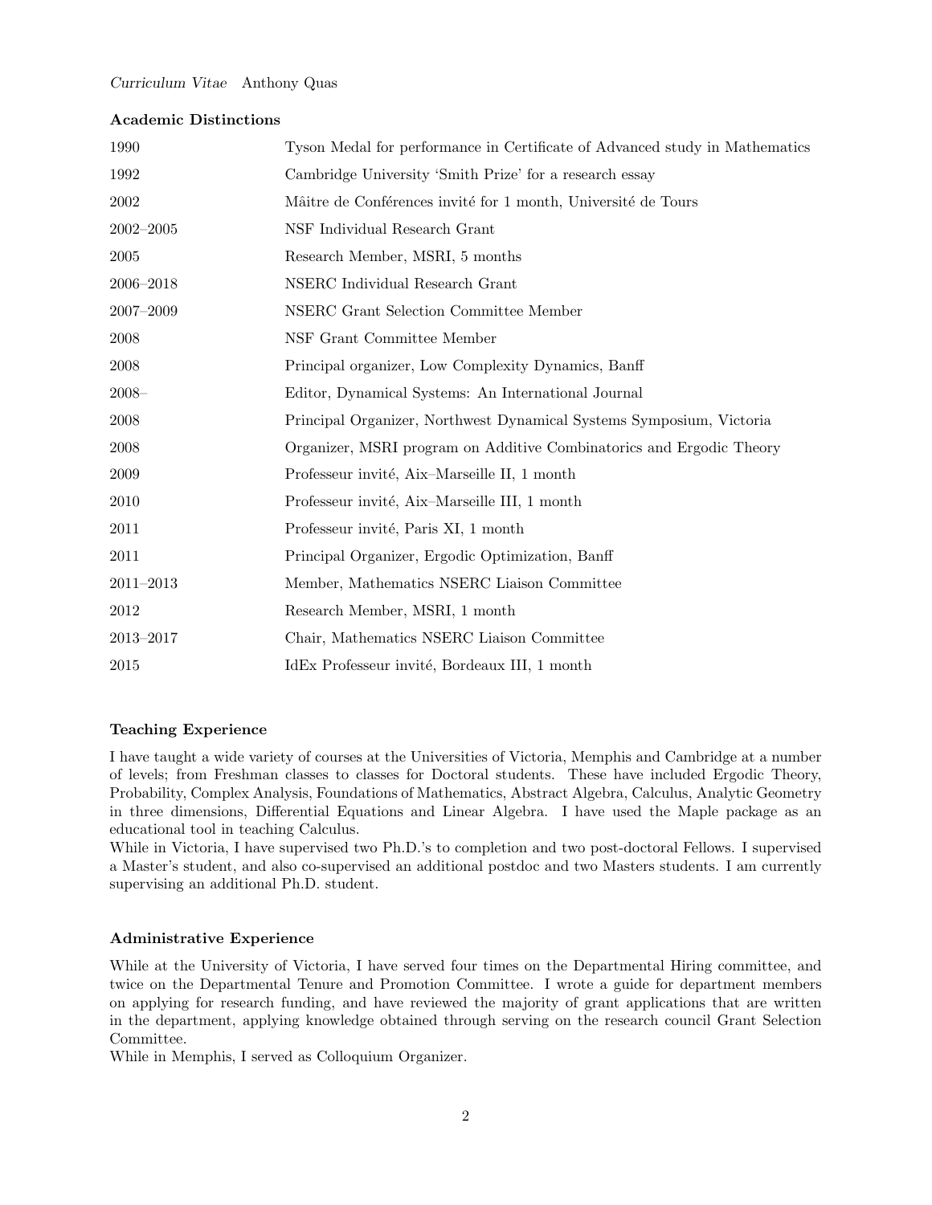## Academic Distinctions

| | |
|---|---|
| 1990 | Tyson Medal for performance in Certificate of Advanced study in Mathematics |
| 1992 | Cambridge University 'Smith Prize' for a research essay |
| 2002 | Mâitre de Conférences invité for 1 month, Université de Tours |
| 2002–2005 | NSF Individual Research Grant |
| 2005 | Research Member, MSRI, 5 months |
| 2006–2018 | NSERC Individual Research Grant |
| 2007–2009 | NSERC Grant Selection Committee Member |
| 2008 | NSF Grant Committee Member |
| 2008 | Principal organizer, Low Complexity Dynamics, Banff |
| 2008– | Editor, Dynamical Systems: An International Journal |
| 2008 | Principal Organizer, Northwest Dynamical Systems Symposium, Victoria |
| 2008 | Organizer, MSRI program on Additive Combinatorics and Ergodic Theory |
| 2009 | Professeur invité, Aix–Marseille II, 1 month |
| 2010 | Professeur invité, Aix–Marseille III, 1 month |
| 2011 | Professeur invité, Paris XI, 1 month |
| 2011 | Principal Organizer, Ergodic Optimization, Banff |
| 2011–2013 | Member, Mathematics NSERC Liaison Committee |
| 2012 | Research Member, MSRI, 1 month |
| 2013–2017 | Chair, Mathematics NSERC Liaison Committee |
| 2015 | IdEx Professeur invité, Bordeaux III, 1 month |

## Teaching Experience

I have taught a wide variety of courses at the Universities of Victoria, Memphis and Cambridge at a number of levels; from Freshman classes to classes for Doctoral students. These have included Ergodic Theory, Probability, Complex Analysis, Foundations of Mathematics, Abstract Algebra, Calculus, Analytic Geometry in three dimensions, Differential Equations and Linear Algebra. I have used the Maple package as an educational tool in teaching Calculus.

While in Victoria, I have supervised two Ph.D.'s to completion and two post-doctoral Fellows. I supervised a Master's student, and also co-supervised an additional postdoc and two Masters students. I am currently supervising an additional Ph.D. student.

## Administrative Experience

While at the University of Victoria, I have served four times on the Departmental Hiring committee, and twice on the Departmental Tenure and Promotion Committee. I wrote a guide for department members on applying for research funding, and have reviewed the majority of grant applications that are written in the department, applying knowledge obtained through serving on the research council Grant Selection Committee.

While in Memphis, I served as Colloquium Organizer.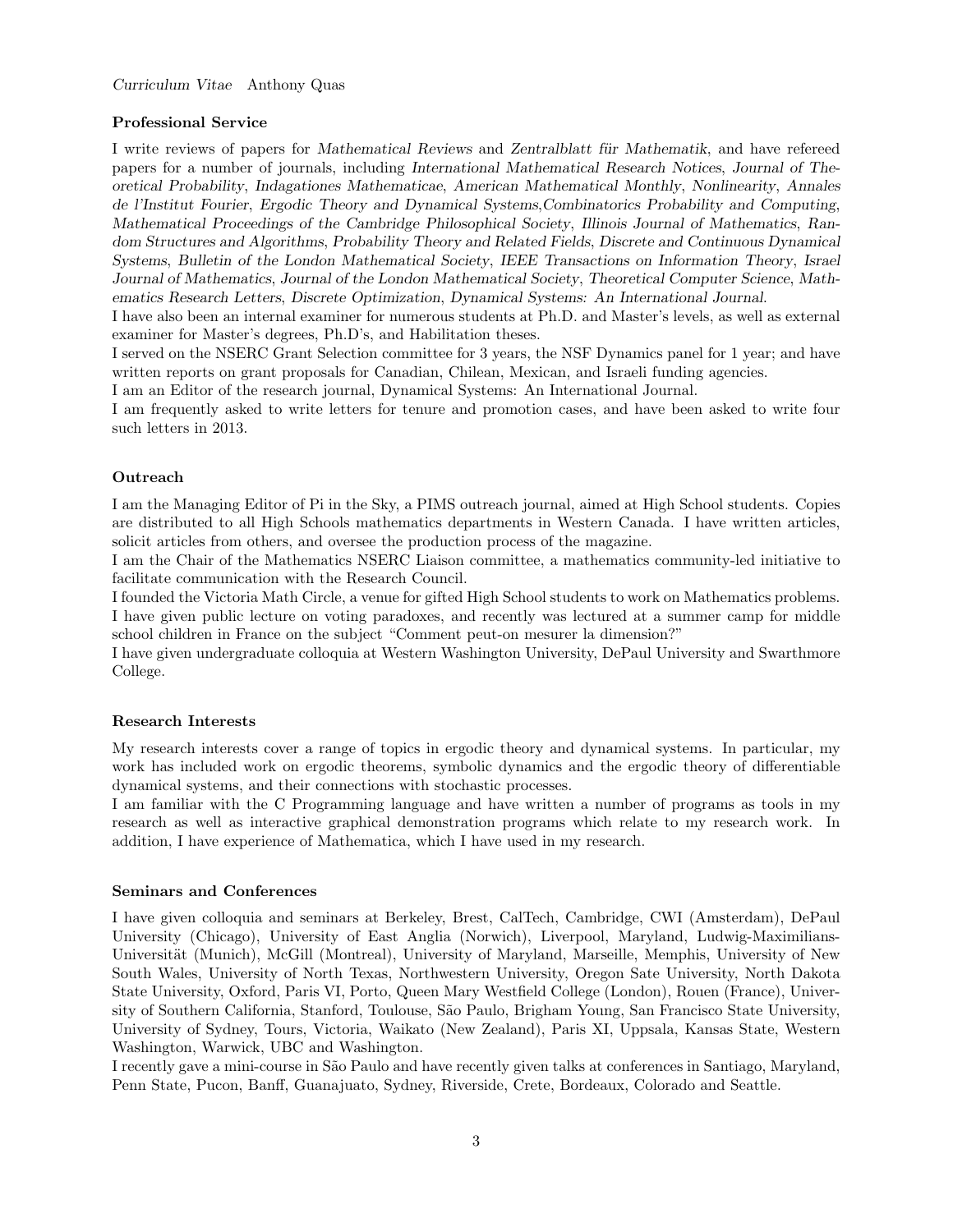### Professional Service

I write reviews of papers for *Mathematical Reviews* and *Zentralblatt für Mathematik*, and have refereed papers for a number of journals, including *International Mathematical Research Notices*, *Journal of Theoretical Probability*, *Indagationes Mathematicae*, *American Mathematical Monthly*, *Nonlinearity*, *Annales de l'Institut Fourier*, *Ergodic Theory and Dynamical Systems*,*Combinatorics Probability and Computing*, *Mathematical Proceedings of the Cambridge Philosophical Society*, *Illinois Journal of Mathematics*, *Random Structures and Algorithms*, *Probability Theory and Related Fields*, *Discrete and Continuous Dynamical Systems*, *Bulletin of the London Mathematical Society*, *IEEE Transactions on Information Theory*, *Israel Journal of Mathematics*, *Journal of the London Mathematical Society*, *Theoretical Computer Science*, *Mathematics Research Letters*, *Discrete Optimization*, *Dynamical Systems: An International Journal*.

I have also been an internal examiner for numerous students at Ph.D. and Master's levels, as well as external examiner for Master's degrees, Ph.D's, and Habilitation theses.

I served on the NSERC Grant Selection committee for 3 years, the NSF Dynamics panel for 1 year; and have written reports on grant proposals for Canadian, Chilean, Mexican, and Israeli funding agencies.

I am an Editor of the research journal, Dynamical Systems: An International Journal.

I am frequently asked to write letters for tenure and promotion cases, and have been asked to write four such letters in 2013.

### Outreach

I am the Managing Editor of Pi in the Sky, a PIMS outreach journal, aimed at High School students. Copies are distributed to all High Schools mathematics departments in Western Canada. I have written articles, solicit articles from others, and oversee the production process of the magazine.

I am the Chair of the Mathematics NSERC Liaison committee, a mathematics community-led initiative to facilitate communication with the Research Council.

I founded the Victoria Math Circle, a venue for gifted High School students to work on Mathematics problems.

I have given public lecture on voting paradoxes, and recently was lectured at a summer camp for middle school children in France on the subject "Comment peut-on mesurer la dimension?"

I have given undergraduate colloquia at Western Washington University, DePaul University and Swarthmore College.

### Research Interests

My research interests cover a range of topics in ergodic theory and dynamical systems. In particular, my work has included work on ergodic theorems, symbolic dynamics and the ergodic theory of differentiable dynamical systems, and their connections with stochastic processes.

I am familiar with the C Programming language and have written a number of programs as tools in my research as well as interactive graphical demonstration programs which relate to my research work. In addition, I have experience of Mathematica, which I have used in my research.

### Seminars and Conferences

I have given colloquia and seminars at Berkeley, Brest, CalTech, Cambridge, CWI (Amsterdam), DePaul University (Chicago), University of East Anglia (Norwich), Liverpool, Maryland, Ludwig-Maximilians-Universität (Munich), McGill (Montreal), University of Maryland, Marseille, Memphis, University of New South Wales, University of North Texas, Northwestern University, Oregon Sate University, North Dakota State University, Oxford, Paris VI, Porto, Queen Mary Westfield College (London), Rouen (France), University of Southern California, Stanford, Toulouse, São Paulo, Brigham Young, San Francisco State University, University of Sydney, Tours, Victoria, Waikato (New Zealand), Paris XI, Uppsala, Kansas State, Western Washington, Warwick, UBC and Washington.

I recently gave a mini-course in São Paulo and have recently given talks at conferences in Santiago, Maryland, Penn State, Pucon, Banff, Guanajuato, Sydney, Riverside, Crete, Bordeaux, Colorado and Seattle.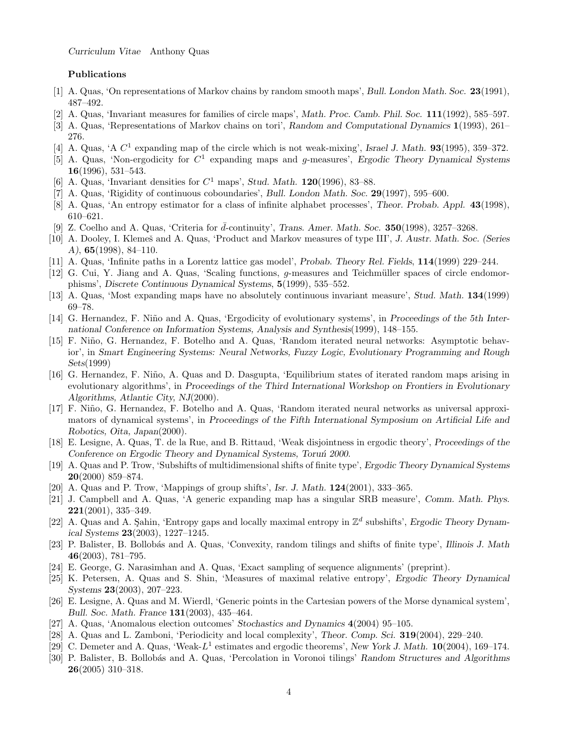### Publications

[1] A. Quas, 'On representations of Markov chains by random smooth maps', *Bull. London Math. Soc.* **23**(1991), 487–492.

[2] A. Quas, 'Invariant measures for families of circle maps', *Math. Proc. Camb. Phil. Soc.* **111**(1992), 585–597.

[3] A. Quas, 'Representations of Markov chains on tori', *Random and Computational Dynamics* **1**(1993), 261–276.

[4] A. Quas, 'A $C^1$ expanding map of the circle which is not weak-mixing', *Israel J. Math.* **93**(1995), 359–372.

[5] A. Quas, 'Non-ergodicity for $C^1$ expanding maps and $g$-measures', *Ergodic Theory Dynamical Systems* **16**(1996), 531–543.

[6] A. Quas, 'Invariant densities for $C^1$ maps', *Stud. Math.* **120**(1996), 83–88.

[7] A. Quas, 'Rigidity of continuous coboundaries', *Bull. London Math. Soc.* **29**(1997), 595–600.

[8] A. Quas, 'An entropy estimator for a class of infinite alphabet processes', *Theor. Probab. Appl.* **43**(1998), 610–621.

[9] Z. Coelho and A. Quas, 'Criteria for $\bar{d}$-continuity', *Trans. Amer. Math. Soc.* **350**(1998), 3257–3268.

[10] A. Dooley, I. Klemeš and A. Quas, 'Product and Markov measures of type III', *J. Austr. Math. Soc. (Series A)*, **65**(1998), 84–110.

[11] A. Quas, 'Infinite paths in a Lorentz lattice gas model', *Probab. Theory Rel. Fields*, **114**(1999) 229–244.

[12] G. Cui, Y. Jiang and A. Quas, 'Scaling functions, $g$-measures and Teichmüller spaces of circle endomorphisms', *Discrete Continuous Dynamical Systems*, **5**(1999), 535–552.

[13] A. Quas, 'Most expanding maps have no absolutely continuous invariant measure', *Stud. Math.* **134**(1999) 69–78.

[14] G. Hernandez, F. Niño and A. Quas, 'Ergodicity of evolutionary systems', in *Proceedings of the 5th International Conference on Information Systems, Analysis and Synthesis*(1999), 148–155.

[15] F. Niño, G. Hernandez, F. Botelho and A. Quas, 'Random iterated neural networks: Asymptotic behavior', in *Smart Engineering Systems: Neural Networks, Fuzzy Logic, Evolutionary Programming and Rough Sets*(1999)

[16] G. Hernandez, F. Niño, A. Quas and D. Dasgupta, 'Equilibrium states of iterated random maps arising in evolutionary algorithms', in *Proceedings of the Third International Workshop on Frontiers in Evolutionary Algorithms, Atlantic City, NJ*(2000).

[17] F. Niño, G. Hernandez, F. Botelho and A. Quas, 'Random iterated neural networks as universal approximators of dynamical systems', in *Proceedings of the Fifth International Symposium on Artificial Life and Robotics, Oita, Japan*(2000).

[18] E. Lesigne, A. Quas, T. de la Rue, and B. Rittaud, 'Weak disjointness in ergodic theory', *Proceedings of the Conference on Ergodic Theory and Dynamical Systems, Toruń 2000*.

[19] A. Quas and P. Trow, 'Subshifts of multidimensional shifts of finite type', *Ergodic Theory Dynamical Systems* **20**(2000) 859–874.

[20] A. Quas and P. Trow, 'Mappings of group shifts', *Isr. J. Math.* **124**(2001), 333–365.

[21] J. Campbell and A. Quas, 'A generic expanding map has a singular SRB measure', *Comm. Math. Phys.* **221**(2001), 335–349.

[22] A. Quas and A. Şahin, 'Entropy gaps and locally maximal entropy in $\mathbb{Z}^d$ subshifts', *Ergodic Theory Dynamical Systems* **23**(2003), 1227–1245.

[23] P. Balister, B. Bollobás and A. Quas, 'Convexity, random tilings and shifts of finite type', *Illinois J. Math* **46**(2003), 781–795.

[24] E. George, G. Narasimhan and A. Quas, 'Exact sampling of sequence alignments' (preprint).

[25] K. Petersen, A. Quas and S. Shin, 'Measures of maximal relative entropy', *Ergodic Theory Dynamical Systems* **23**(2003), 207–223.

[26] E. Lesigne, A. Quas and M. Wierdl, 'Generic points in the Cartesian powers of the Morse dynamical system', *Bull. Soc. Math. France* **131**(2003), 435–464.

[27] A. Quas, 'Anomalous election outcomes' *Stochastics and Dynamics* **4**(2004) 95–105.

[28] A. Quas and L. Zamboni, 'Periodicity and local complexity', *Theor. Comp. Sci.* **319**(2004), 229–240.

[29] C. Demeter and A. Quas, 'Weak-$L^1$ estimates and ergodic theorems', *New York J. Math.* **10**(2004), 169–174.

[30] P. Balister, B. Bollobás and A. Quas, 'Percolation in Voronoi tilings' *Random Structures and Algorithms* **26**(2005) 310–318.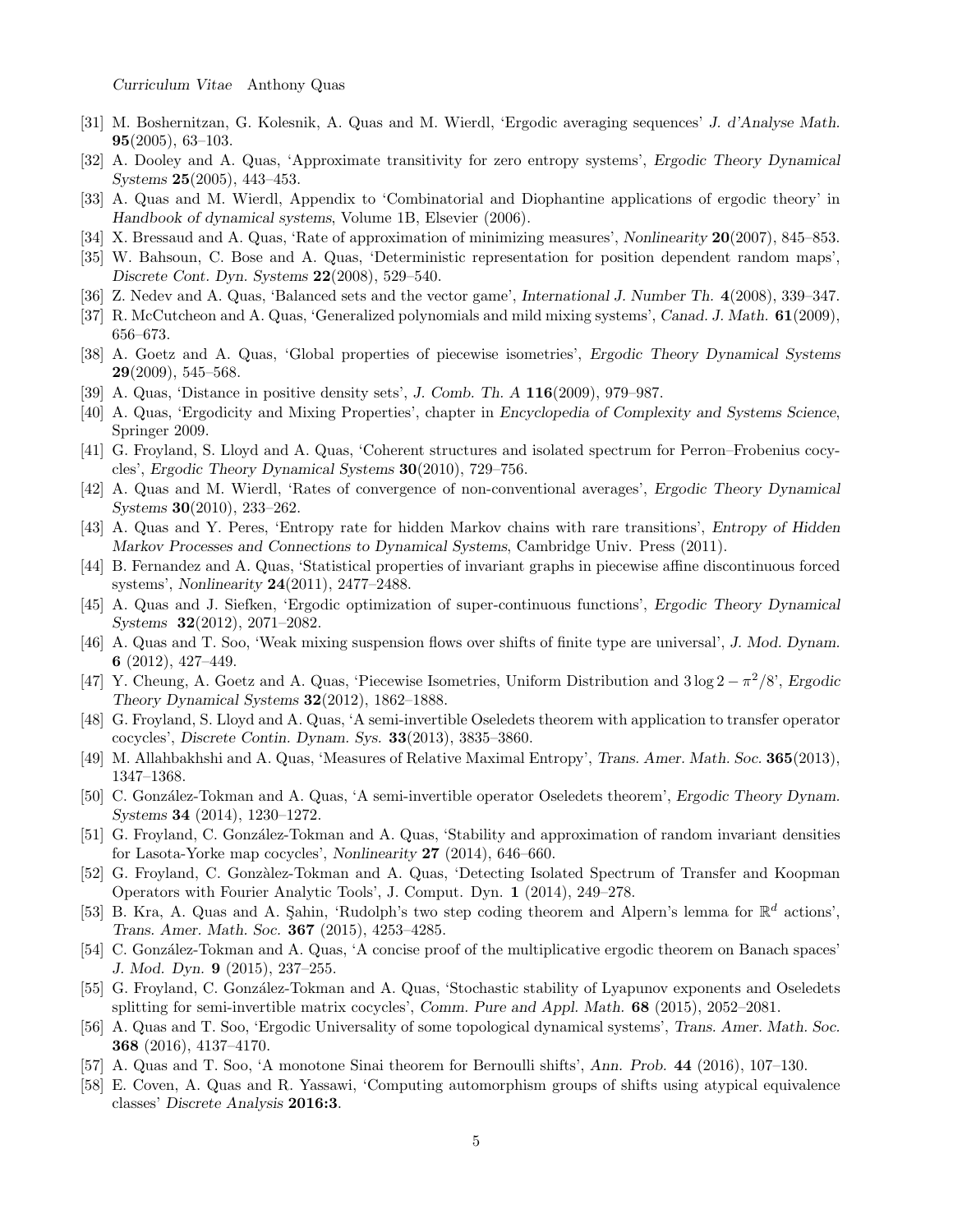[31] M. Boshernitzan, G. Kolesnik, A. Quas and M. Wierdl, 'Ergodic averaging sequences' *J. d'Analyse Math.* **95**(2005), 63–103.

[32] A. Dooley and A. Quas, 'Approximate transitivity for zero entropy systems', *Ergodic Theory Dynamical Systems* **25**(2005), 443–453.

[33] A. Quas and M. Wierdl, Appendix to 'Combinatorial and Diophantine applications of ergodic theory' in *Handbook of dynamical systems*, Volume 1B, Elsevier (2006).

[34] X. Bressaud and A. Quas, 'Rate of approximation of minimizing measures', *Nonlinearity* **20**(2007), 845–853.

[35] W. Bahsoun, C. Bose and A. Quas, 'Deterministic representation for position dependent random maps', *Discrete Cont. Dyn. Systems* **22**(2008), 529–540.

[36] Z. Nedev and A. Quas, 'Balanced sets and the vector game', *International J. Number Th.* **4**(2008), 339–347.

[37] R. McCutcheon and A. Quas, 'Generalized polynomials and mild mixing systems', *Canad. J. Math.* **61**(2009), 656–673.

[38] A. Goetz and A. Quas, 'Global properties of piecewise isometries', *Ergodic Theory Dynamical Systems* **29**(2009), 545–568.

[39] A. Quas, 'Distance in positive density sets', *J. Comb. Th. A* **116**(2009), 979–987.

[40] A. Quas, 'Ergodicity and Mixing Properties', chapter in *Encyclopedia of Complexity and Systems Science*, Springer 2009.

[41] G. Froyland, S. Lloyd and A. Quas, 'Coherent structures and isolated spectrum for Perron–Frobenius cocycles', *Ergodic Theory Dynamical Systems* **30**(2010), 729–756.

[42] A. Quas and M. Wierdl, 'Rates of convergence of non-conventional averages', *Ergodic Theory Dynamical Systems* **30**(2010), 233–262.

[43] A. Quas and Y. Peres, 'Entropy rate for hidden Markov chains with rare transitions', *Entropy of Hidden Markov Processes and Connections to Dynamical Systems*, Cambridge Univ. Press (2011).

[44] B. Fernandez and A. Quas, 'Statistical properties of invariant graphs in piecewise affine discontinuous forced systems', *Nonlinearity* **24**(2011), 2477–2488.

[45] A. Quas and J. Siefken, 'Ergodic optimization of super-continuous functions', *Ergodic Theory Dynamical Systems* **32**(2012), 2071–2082.

[46] A. Quas and T. Soo, 'Weak mixing suspension flows over shifts of finite type are universal', *J. Mod. Dynam.* **6** (2012), 427–449.

[47] Y. Cheung, A. Goetz and A. Quas, 'Piecewise Isometries, Uniform Distribution and $3\log 2 - \pi^2/8$', *Ergodic Theory Dynamical Systems* **32**(2012), 1862–1888.

[48] G. Froyland, S. Lloyd and A. Quas, 'A semi-invertible Oseledets theorem with application to transfer operator cocycles', *Discrete Contin. Dynam. Sys.* **33**(2013), 3835–3860.

[49] M. Allahbakhshi and A. Quas, 'Measures of Relative Maximal Entropy', *Trans. Amer. Math. Soc.* **365**(2013), 1347–1368.

[50] C. González-Tokman and A. Quas, 'A semi-invertible operator Oseledets theorem', *Ergodic Theory Dynam. Systems* **34** (2014), 1230–1272.

[51] G. Froyland, C. González-Tokman and A. Quas, 'Stability and approximation of random invariant densities for Lasota-Yorke map cocycles', *Nonlinearity* **27** (2014), 646–660.

[52] G. Froyland, C. Gonzàlez-Tokman and A. Quas, 'Detecting Isolated Spectrum of Transfer and Koopman Operators with Fourier Analytic Tools', J. Comput. Dyn. **1** (2014), 249–278.

[53] B. Kra, A. Quas and A. Şahin, 'Rudolph's two step coding theorem and Alpern's lemma for $\mathbb{R}^d$ actions', *Trans. Amer. Math. Soc.* **367** (2015), 4253–4285.

[54] C. González-Tokman and A. Quas, 'A concise proof of the multiplicative ergodic theorem on Banach spaces' *J. Mod. Dyn.* **9** (2015), 237–255.

[55] G. Froyland, C. González-Tokman and A. Quas, 'Stochastic stability of Lyapunov exponents and Oseledets splitting for semi-invertible matrix cocycles', *Comm. Pure and Appl. Math.* **68** (2015), 2052–2081.

[56] A. Quas and T. Soo, 'Ergodic Universality of some topological dynamical systems', *Trans. Amer. Math. Soc.* **368** (2016), 4137–4170.

[57] A. Quas and T. Soo, 'A monotone Sinai theorem for Bernoulli shifts', *Ann. Prob.* **44** (2016), 107–130.

[58] E. Coven, A. Quas and R. Yassawi, 'Computing automorphism groups of shifts using atypical equivalence classes' *Discrete Analysis* **2016:3**.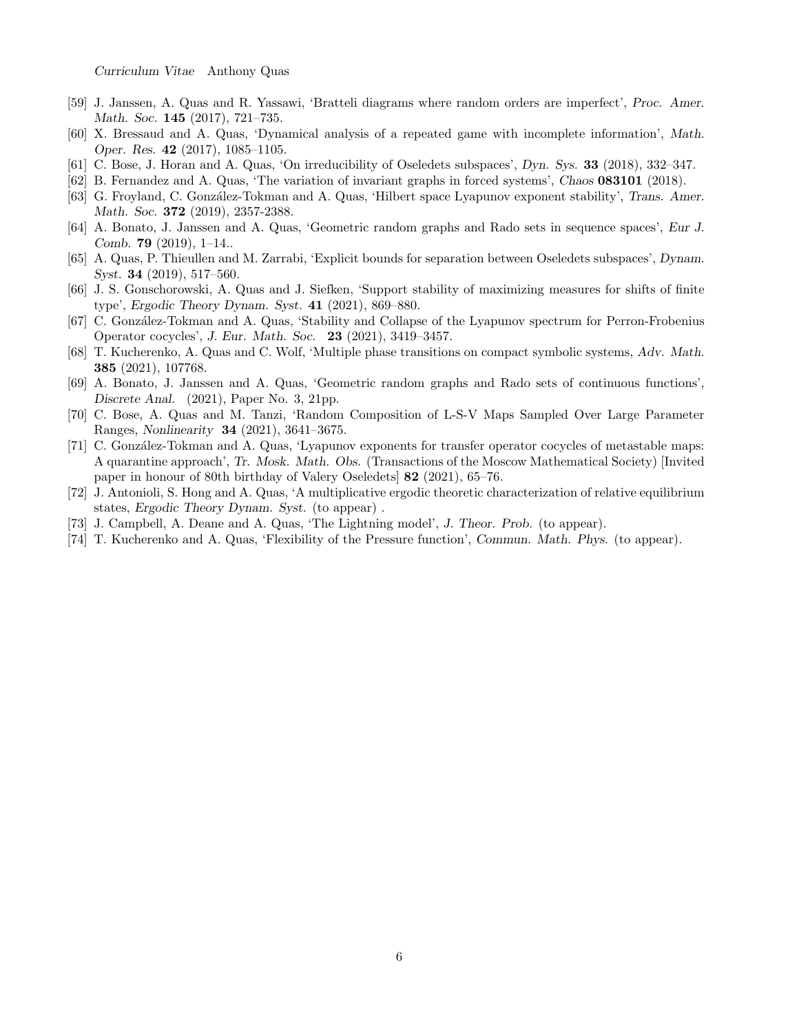[59] J. Janssen, A. Quas and R. Yassawi, 'Bratteli diagrams where random orders are imperfect', *Proc. Amer. Math. Soc.* **145** (2017), 721–735.

[60] X. Bressaud and A. Quas, 'Dynamical analysis of a repeated game with incomplete information', *Math. Oper. Res.* **42** (2017), 1085–1105.

[61] C. Bose, J. Horan and A. Quas, 'On irreducibility of Oseledets subspaces', *Dyn. Sys.* **33** (2018), 332–347.

[62] B. Fernandez and A. Quas, 'The variation of invariant graphs in forced systems', *Chaos* **083101** (2018).

[63] G. Froyland, C. González-Tokman and A. Quas, 'Hilbert space Lyapunov exponent stability', *Trans. Amer. Math. Soc.* **372** (2019), 2357-2388.

[64] A. Bonato, J. Janssen and A. Quas, 'Geometric random graphs and Rado sets in sequence spaces', *Eur J. Comb.* **79** (2019), 1–14..

[65] A. Quas, P. Thieullen and M. Zarrabi, 'Explicit bounds for separation between Oseledets subspaces', *Dynam. Syst.* **34** (2019), 517–560.

[66] J. S. Gonschorowski, A. Quas and J. Siefken, 'Support stability of maximizing measures for shifts of finite type', *Ergodic Theory Dynam. Syst.* **41** (2021), 869–880.

[67] C. González-Tokman and A. Quas, 'Stability and Collapse of the Lyapunov spectrum for Perron-Frobenius Operator cocycles', *J. Eur. Math. Soc.* **23** (2021), 3419–3457.

[68] T. Kucherenko, A. Quas and C. Wolf, 'Multiple phase transitions on compact symbolic systems, *Adv. Math.* **385** (2021), 107768.

[69] A. Bonato, J. Janssen and A. Quas, 'Geometric random graphs and Rado sets of continuous functions', *Discrete Anal.* (2021), Paper No. 3, 21pp.

[70] C. Bose, A. Quas and M. Tanzi, 'Random Composition of L-S-V Maps Sampled Over Large Parameter Ranges, *Nonlinearity* **34** (2021), 3641–3675.

[71] C. González-Tokman and A. Quas, 'Lyapunov exponents for transfer operator cocycles of metastable maps: A quarantine approach', *Tr. Mosk. Math. Obs.* (Transactions of the Moscow Mathematical Society) [Invited paper in honour of 80th birthday of Valery Oseledets] **82** (2021), 65–76.

[72] J. Antonioli, S. Hong and A. Quas, 'A multiplicative ergodic theoretic characterization of relative equilibrium states, *Ergodic Theory Dynam. Syst.* (to appear) .

[73] J. Campbell, A. Deane and A. Quas, 'The Lightning model', *J. Theor. Prob.* (to appear).

[74] T. Kucherenko and A. Quas, 'Flexibility of the Pressure function', *Commun. Math. Phys.* (to appear).